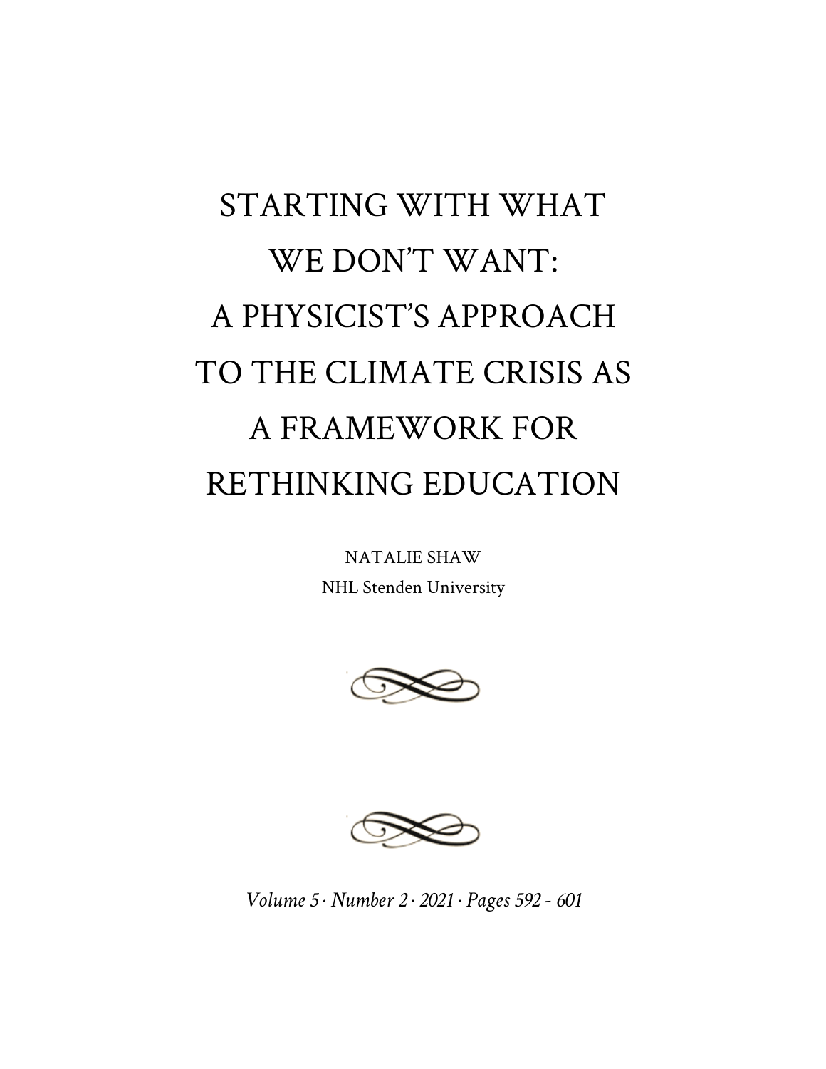# STARTING WITH WHAT WE DON'T WANT: A PHYSICIST'S APPROACH TO THE CLIMATE CRISIS AS A FRAMEWORK FOR RETHINKING EDUCATION

NATALIE SHAW

NHL Stenden University

*Volume 5 · Number 2 · 2021 · Pages 592 - 601*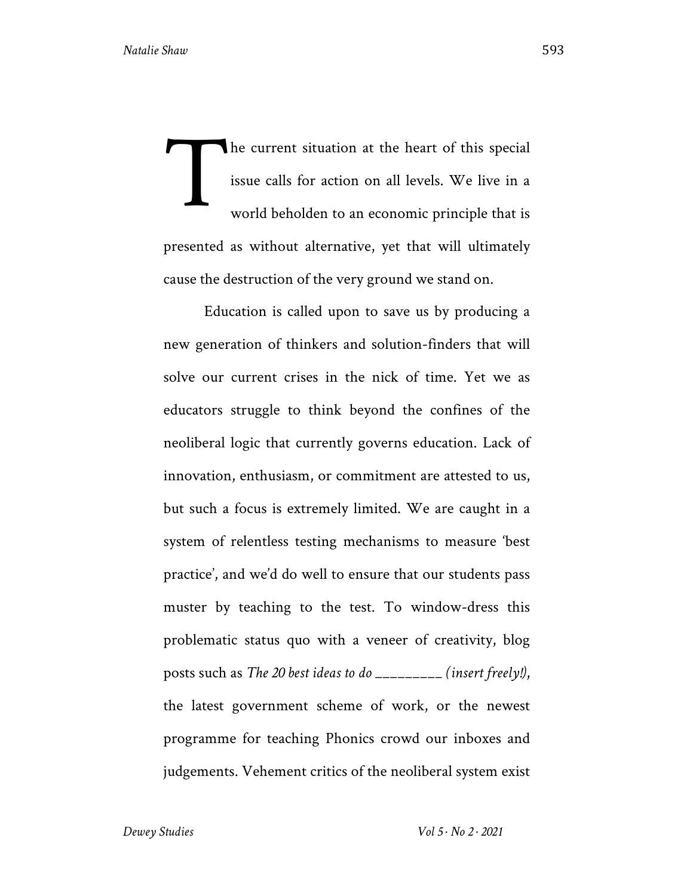The current situation at the heart of this special issue calls for action on all levels. We live in a world beholden to an economic principle that is presented as without alternative, yet that will ultimately cause the destruction of the very ground we stand on.

Education is called upon to save us by producing a new generation of thinkers and solution-finders that will solve our current crises in the nick of time. Yet we as educators struggle to think beyond the confines of the neoliberal logic that currently governs education. Lack of innovation, enthusiasm, or commitment are attested to us, but such a focus is extremely limited. We are caught in a system of relentless testing mechanisms to measure 'best practice', and we'd do well to ensure that our students pass muster by teaching to the test. To window-dress this problematic status quo with a veneer of creativity, blog posts such as *The 20 best ideas to do _________ (insert freely!)*, the latest government scheme of work, or the newest programme for teaching Phonics crowd our inboxes and judgements. Vehement critics of the neoliberal system exist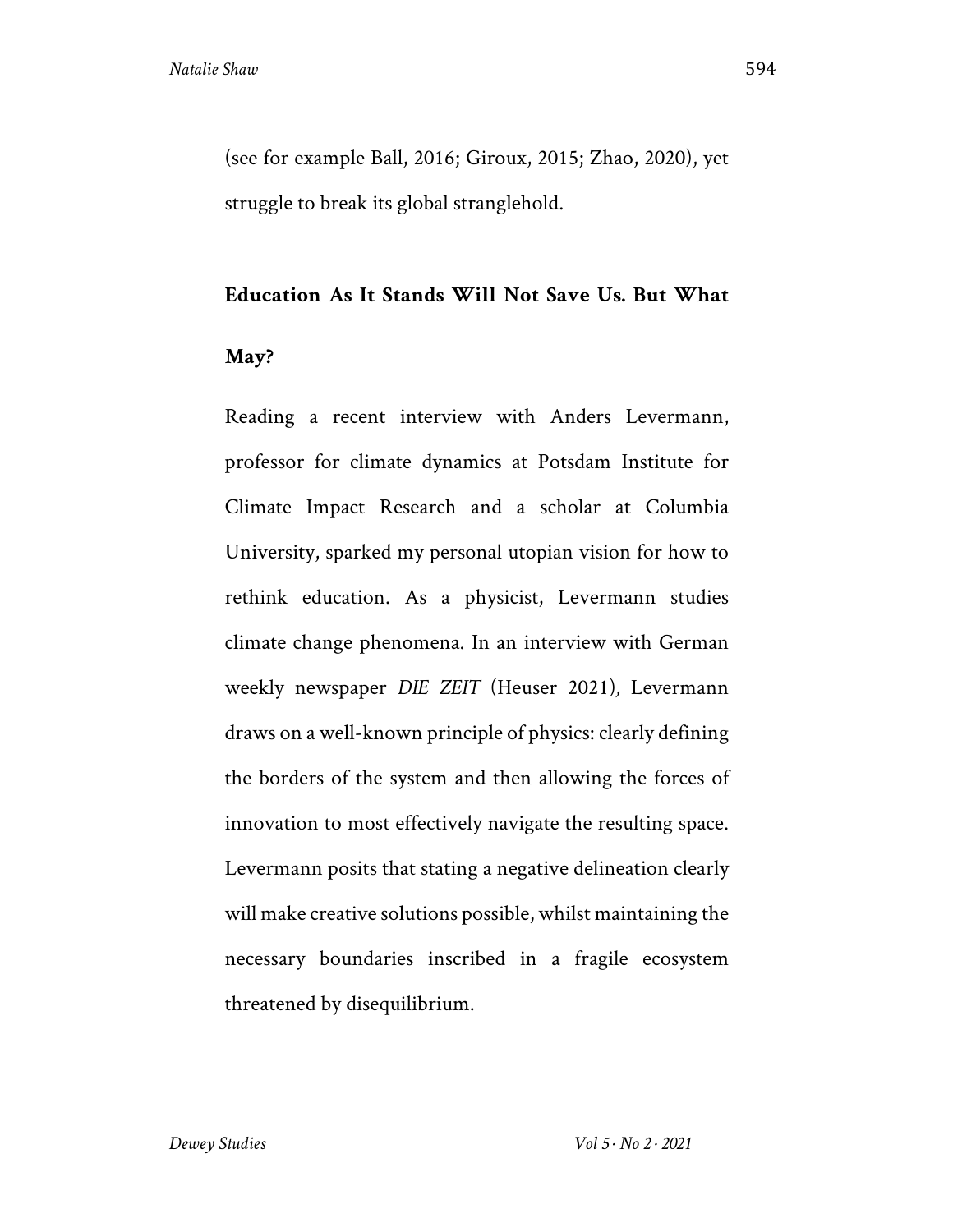(see for example Ball, 2016; Giroux, 2015; Zhao, 2020), yet struggle to break its global stranglehold.

## Education As It Stands Will Not Save Us. But What May?

Reading a recent interview with Anders Levermann, professor for climate dynamics at Potsdam Institute for Climate Impact Research and a scholar at Columbia University, sparked my personal utopian vision for how to rethink education. As a physicist, Levermann studies climate change phenomena. In an interview with German weekly newspaper *DIE ZEIT* (Heuser 2021), Levermann draws on a well-known principle of physics: clearly defining the borders of the system and then allowing the forces of innovation to most effectively navigate the resulting space. Levermann posits that stating a negative delineation clearly will make creative solutions possible, whilst maintaining the necessary boundaries inscribed in a fragile ecosystem threatened by disequilibrium.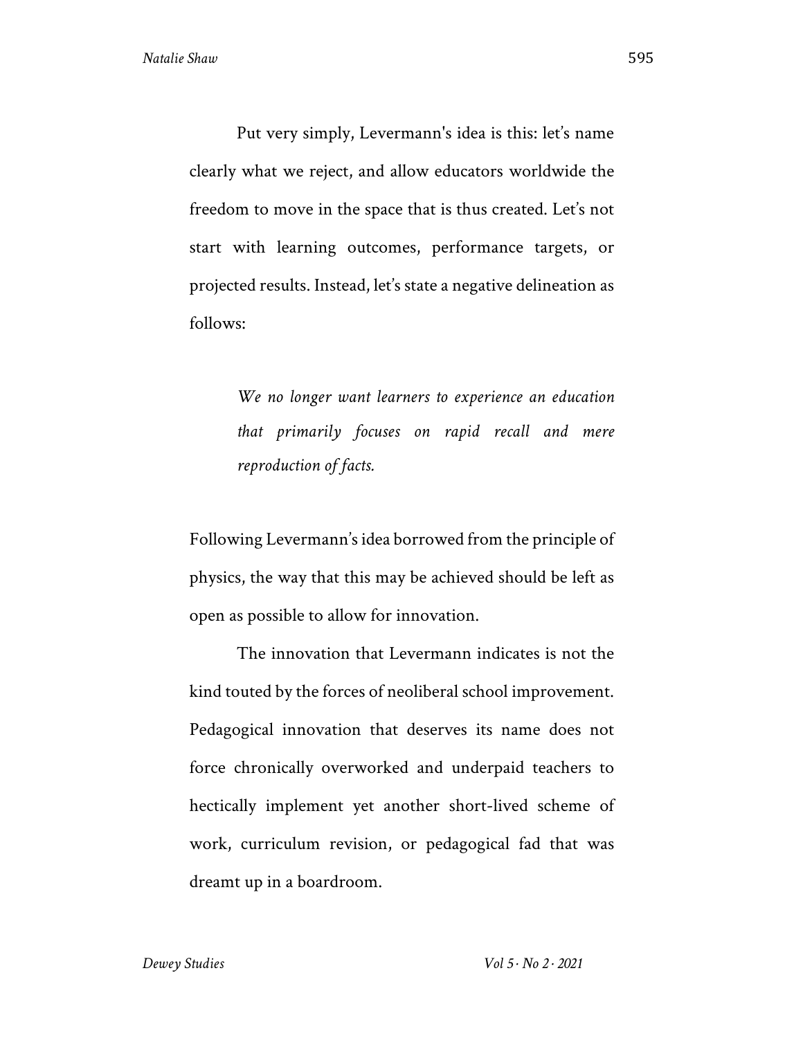Put very simply, Levermann's idea is this: let's name clearly what we reject, and allow educators worldwide the freedom to move in the space that is thus created. Let's not start with learning outcomes, performance targets, or projected results. Instead, let's state a negative delineation as follows:

> *We no longer want learners to experience an education that primarily focuses on rapid recall and mere reproduction of facts.*

Following Levermann's idea borrowed from the principle of physics, the way that this may be achieved should be left as open as possible to allow for innovation.

The innovation that Levermann indicates is not the kind touted by the forces of neoliberal school improvement. Pedagogical innovation that deserves its name does not force chronically overworked and underpaid teachers to hectically implement yet another short-lived scheme of work, curriculum revision, or pedagogical fad that was dreamt up in a boardroom.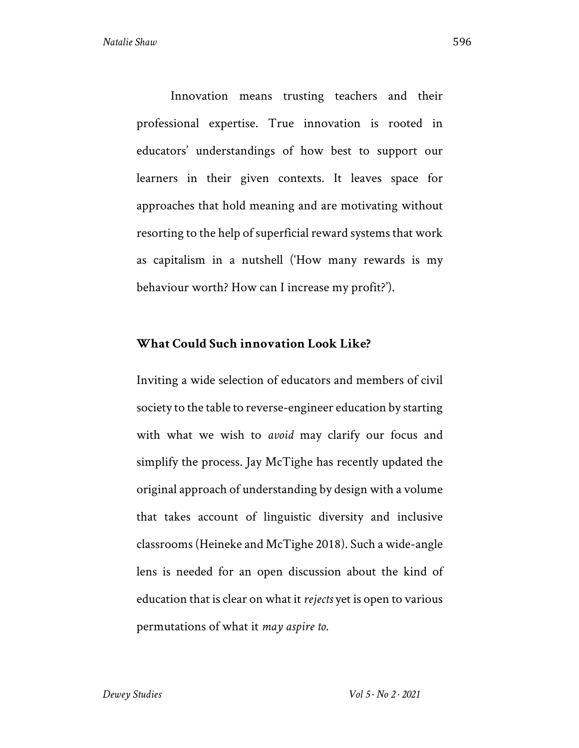Innovation means trusting teachers and their professional expertise. True innovation is rooted in educators' understandings of how best to support our learners in their given contexts. It leaves space for approaches that hold meaning and are motivating without resorting to the help of superficial reward systems that work as capitalism in a nutshell ('How many rewards is my behaviour worth? How can I increase my profit?').

## What Could Such innovation Look Like?

Inviting a wide selection of educators and members of civil society to the table to reverse-engineer education by starting with what we wish to *avoid* may clarify our focus and simplify the process. Jay McTighe has recently updated the original approach of understanding by design with a volume that takes account of linguistic diversity and inclusive classrooms (Heineke and McTighe 2018). Such a wide-angle lens is needed for an open discussion about the kind of education that is clear on what it *rejects* yet is open to various permutations of what it *may aspire to*.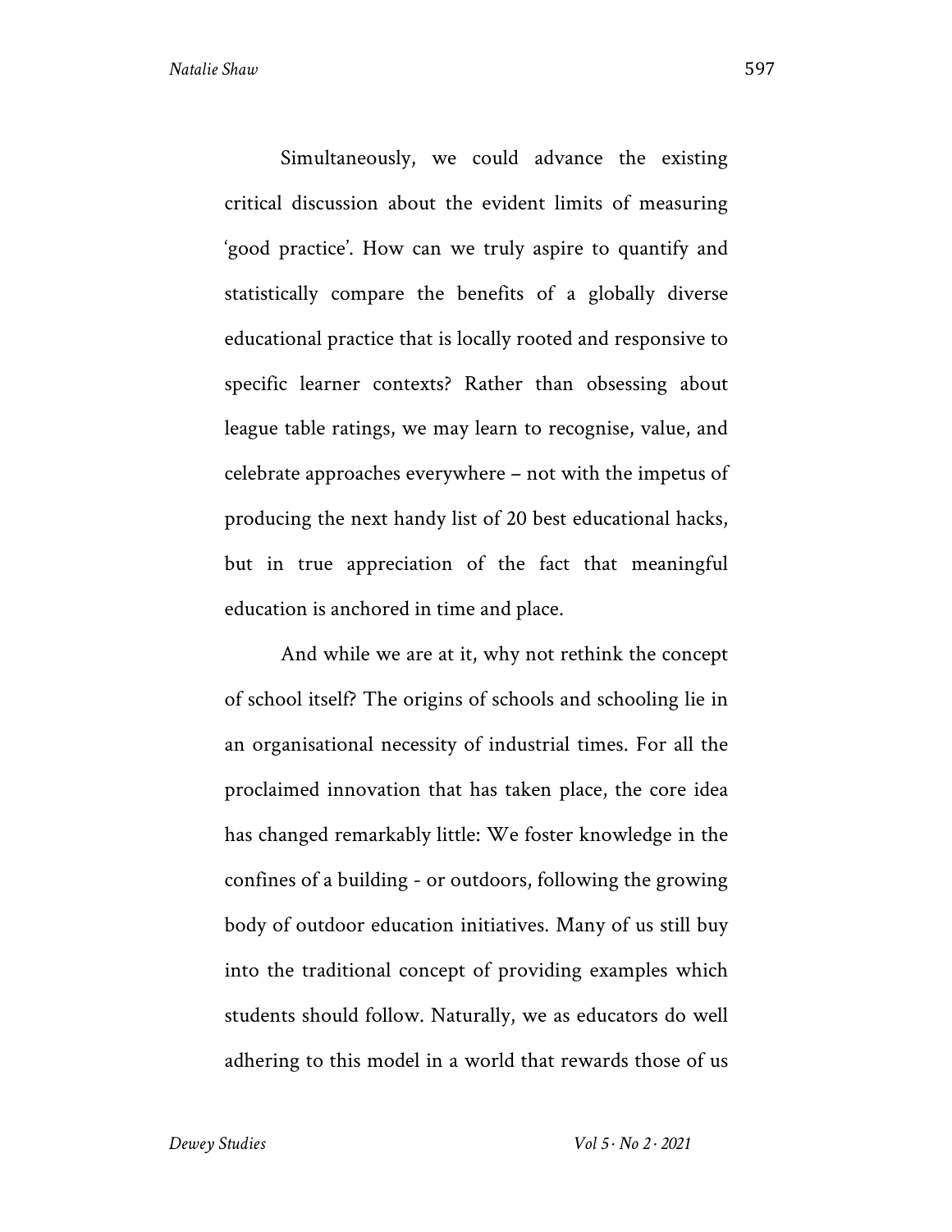Simultaneously, we could advance the existing critical discussion about the evident limits of measuring 'good practice'. How can we truly aspire to quantify and statistically compare the benefits of a globally diverse educational practice that is locally rooted and responsive to specific learner contexts? Rather than obsessing about league table ratings, we may learn to recognise, value, and celebrate approaches everywhere – not with the impetus of producing the next handy list of 20 best educational hacks, but in true appreciation of the fact that meaningful education is anchored in time and place.

And while we are at it, why not rethink the concept of school itself? The origins of schools and schooling lie in an organisational necessity of industrial times. For all the proclaimed innovation that has taken place, the core idea has changed remarkably little: We foster knowledge in the confines of a building - or outdoors, following the growing body of outdoor education initiatives. Many of us still buy into the traditional concept of providing examples which students should follow. Naturally, we as educators do well adhering to this model in a world that rewards those of us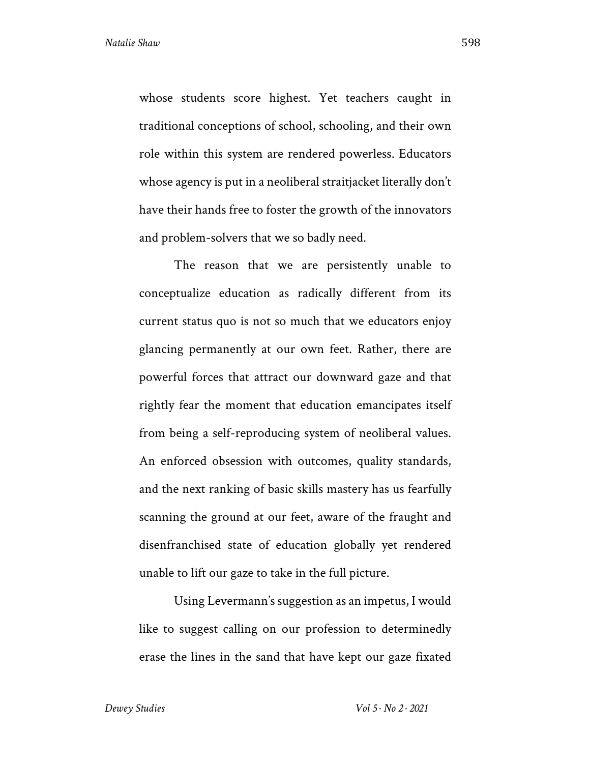whose students score highest. Yet teachers caught in traditional conceptions of school, schooling, and their own role within this system are rendered powerless. Educators whose agency is put in a neoliberal straitjacket literally don't have their hands free to foster the growth of the innovators and problem-solvers that we so badly need.

The reason that we are persistently unable to conceptualize education as radically different from its current status quo is not so much that we educators enjoy glancing permanently at our own feet. Rather, there are powerful forces that attract our downward gaze and that rightly fear the moment that education emancipates itself from being a self-reproducing system of neoliberal values. An enforced obsession with outcomes, quality standards, and the next ranking of basic skills mastery has us fearfully scanning the ground at our feet, aware of the fraught and disenfranchised state of education globally yet rendered unable to lift our gaze to take in the full picture.

Using Levermann's suggestion as an impetus, I would like to suggest calling on our profession to determinedly erase the lines in the sand that have kept our gaze fixated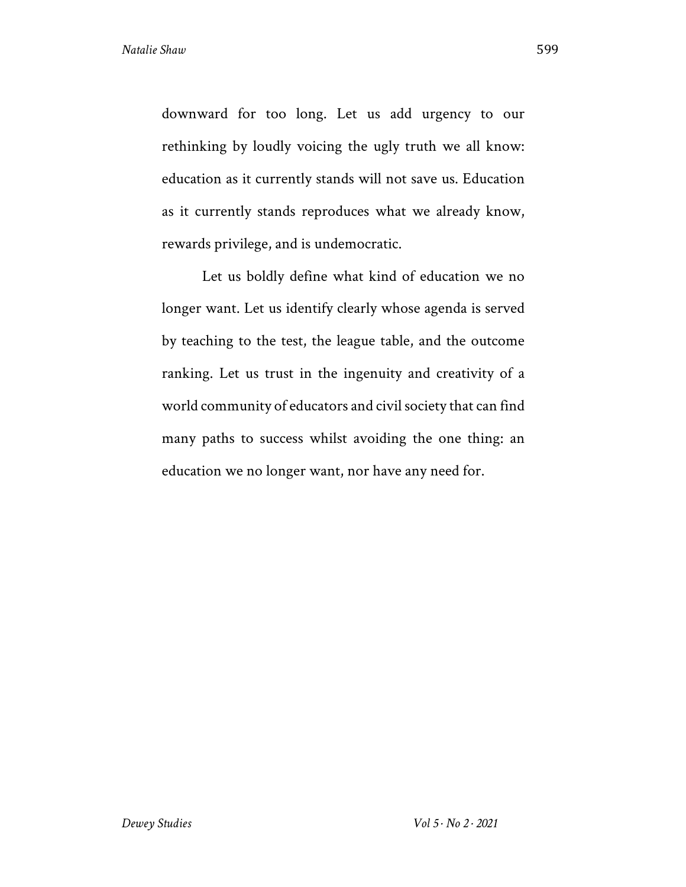downward for too long. Let us add urgency to our rethinking by loudly voicing the ugly truth we all know: education as it currently stands will not save us. Education as it currently stands reproduces what we already know, rewards privilege, and is undemocratic.

Let us boldly define what kind of education we no longer want. Let us identify clearly whose agenda is served by teaching to the test, the league table, and the outcome ranking. Let us trust in the ingenuity and creativity of a world community of educators and civil society that can find many paths to success whilst avoiding the one thing: an education we no longer want, nor have any need for.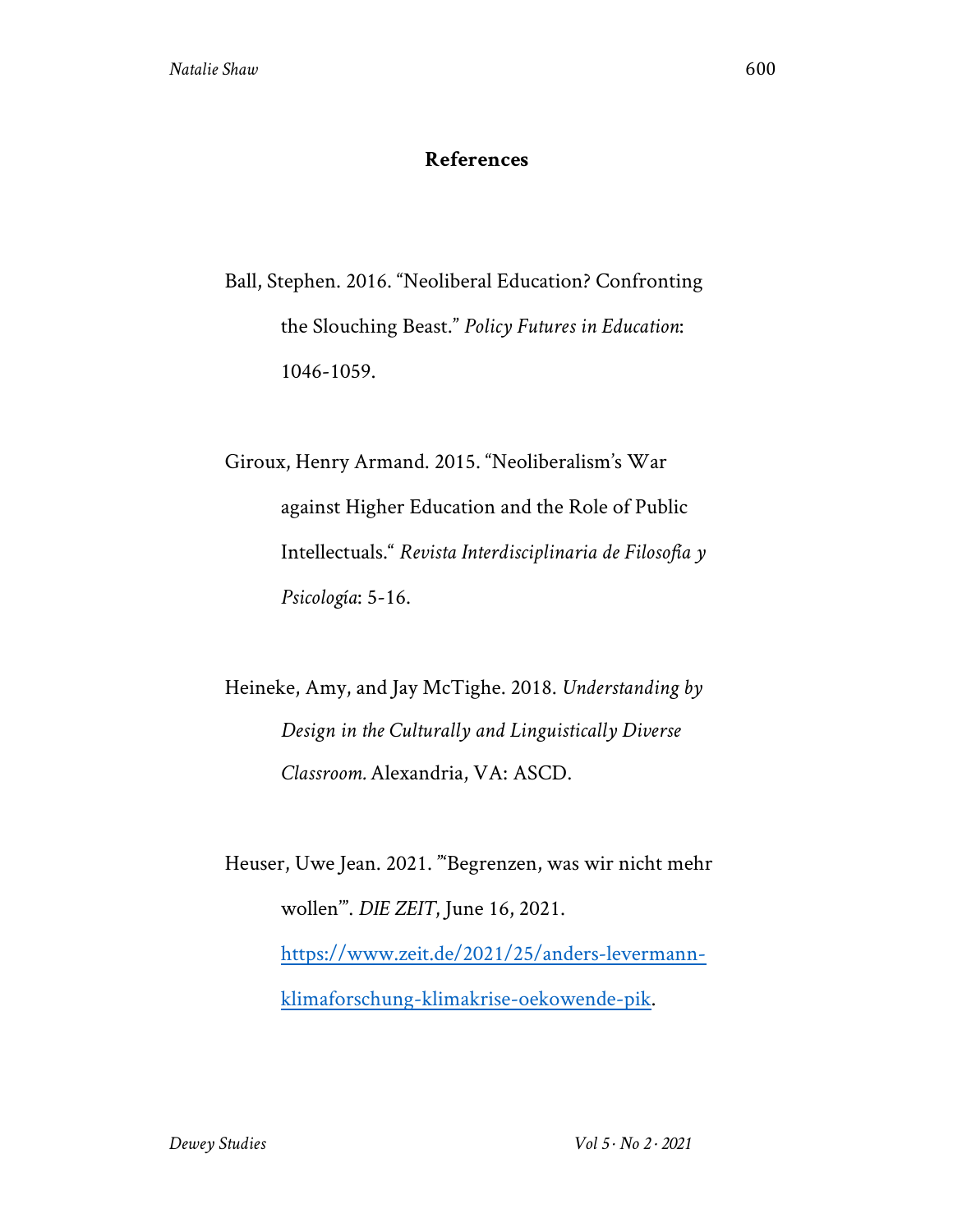## References

Ball, Stephen. 2016. "Neoliberal Education? Confronting the Slouching Beast." *Policy Futures in Education*: 1046-1059.

Giroux, Henry Armand. 2015. "Neoliberalism's War against Higher Education and the Role of Public Intellectuals." *Revista Interdisciplinaria de Filosofía y Psicología*: 5-16.

Heineke, Amy, and Jay McTighe. 2018. *Understanding by Design in the Culturally and Linguistically Diverse Classroom.* Alexandria, VA: ASCD.

Heuser, Uwe Jean. 2021. "'Begrenzen, was wir nicht mehr wollen'". *DIE ZEIT*, June 16, 2021. https://www.zeit.de/2021/25/anders-levermann-klimaforschung-klimakrise-oekowende-pik.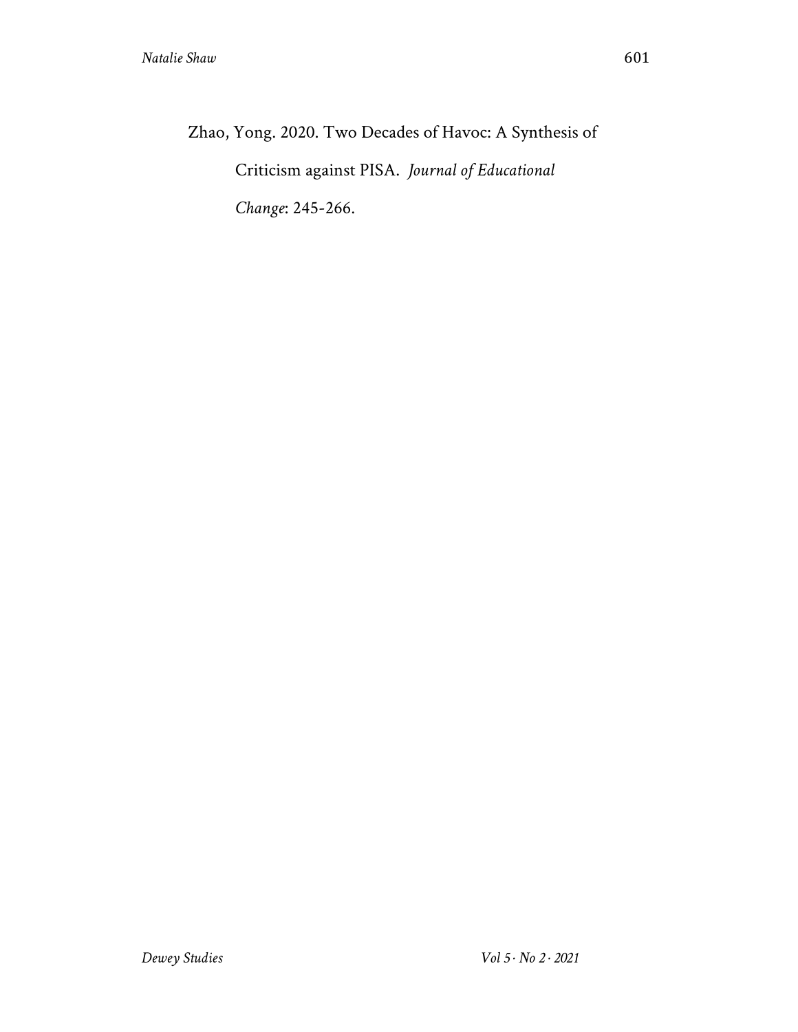Zhao, Yong. 2020. Two Decades of Havoc: A Synthesis of Criticism against PISA. *Journal of Educational Change*: 245-266.